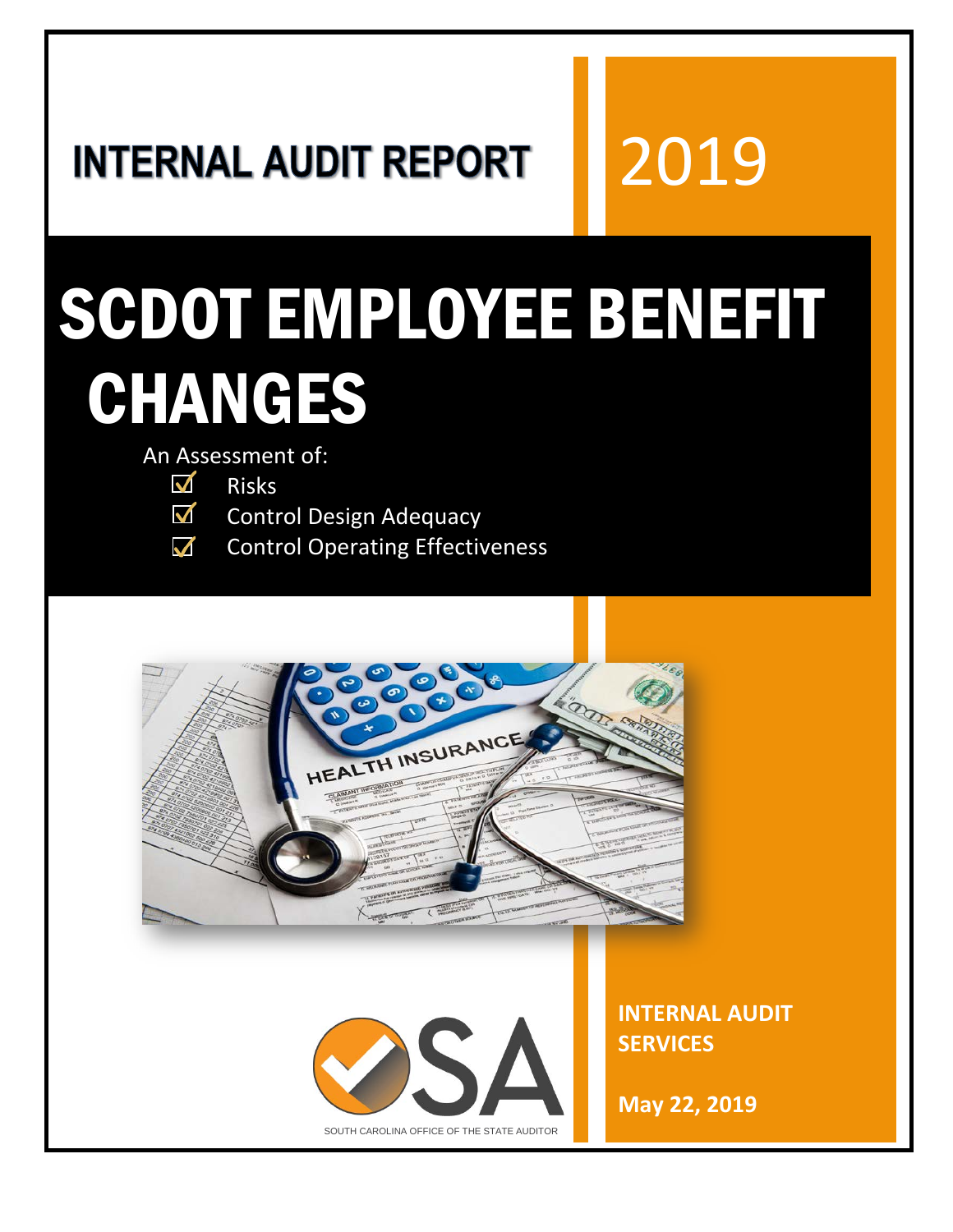# INTERNAL AUDIT REPORT

2019

# SCDOT EMPLOYEE BENEFIT CHANGES

An Assessment of:

- ☑ Risks
- ☑ Control Design Adequacy
- ☑ Control Operating Effectiveness

SOUTH CAROLINA OFFICE OF THE STATE AUDITOR

**INTERNAL AUDIT SERVICES**

**May 22, 2019**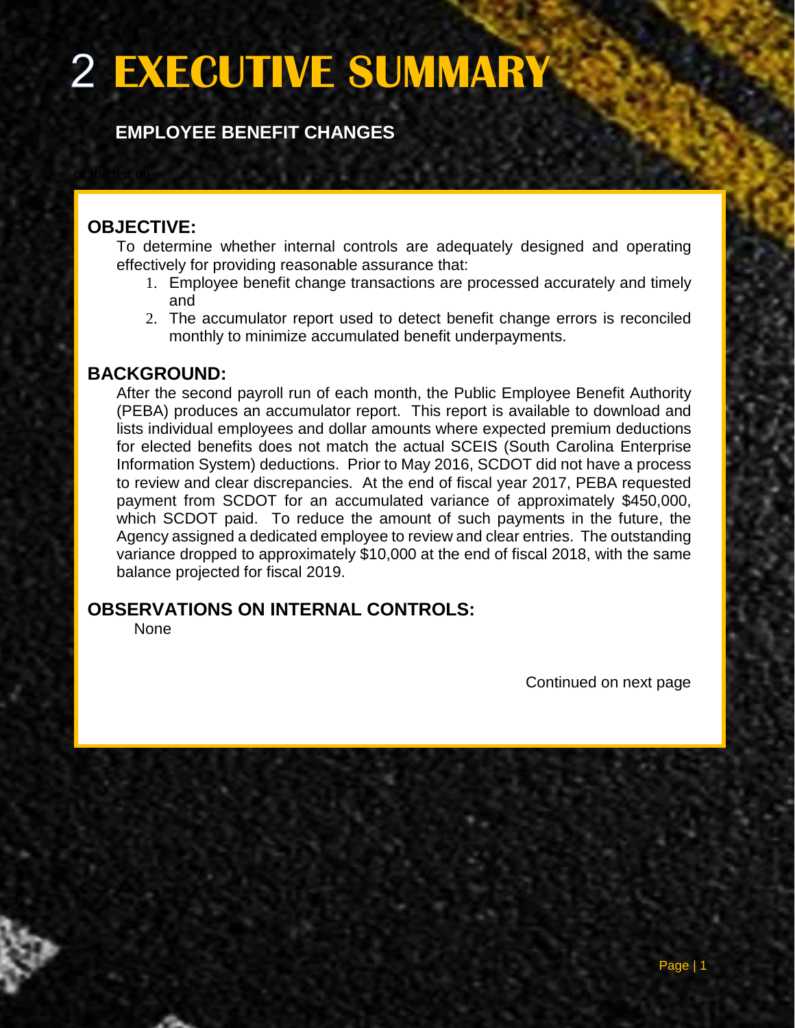# 2 EXECUTIVE SUMMARY

## EMPLOYEE BENEFIT CHANGES

### OBJECTIVE:

To determine whether internal controls are adequately designed and operating effectively for providing reasonable assurance that:

1. Employee benefit change transactions are processed accurately and timely and
2. The accumulator report used to detect benefit change errors is reconciled monthly to minimize accumulated benefit underpayments.

### BACKGROUND:

After the second payroll run of each month, the Public Employee Benefit Authority (PEBA) produces an accumulator report. This report is available to download and lists individual employees and dollar amounts where expected premium deductions for elected benefits does not match the actual SCEIS (South Carolina Enterprise Information System) deductions. Prior to May 2016, SCDOT did not have a process to review and clear discrepancies. At the end of fiscal year 2017, PEBA requested payment from SCDOT for an accumulated variance of approximately $450,000, which SCDOT paid. To reduce the amount of such payments in the future, the Agency assigned a dedicated employee to review and clear entries. The outstanding variance dropped to approximately $10,000 at the end of fiscal 2018, with the same balance projected for fiscal 2019.

### OBSERVATIONS ON INTERNAL CONTROLS:

None

Continued on next page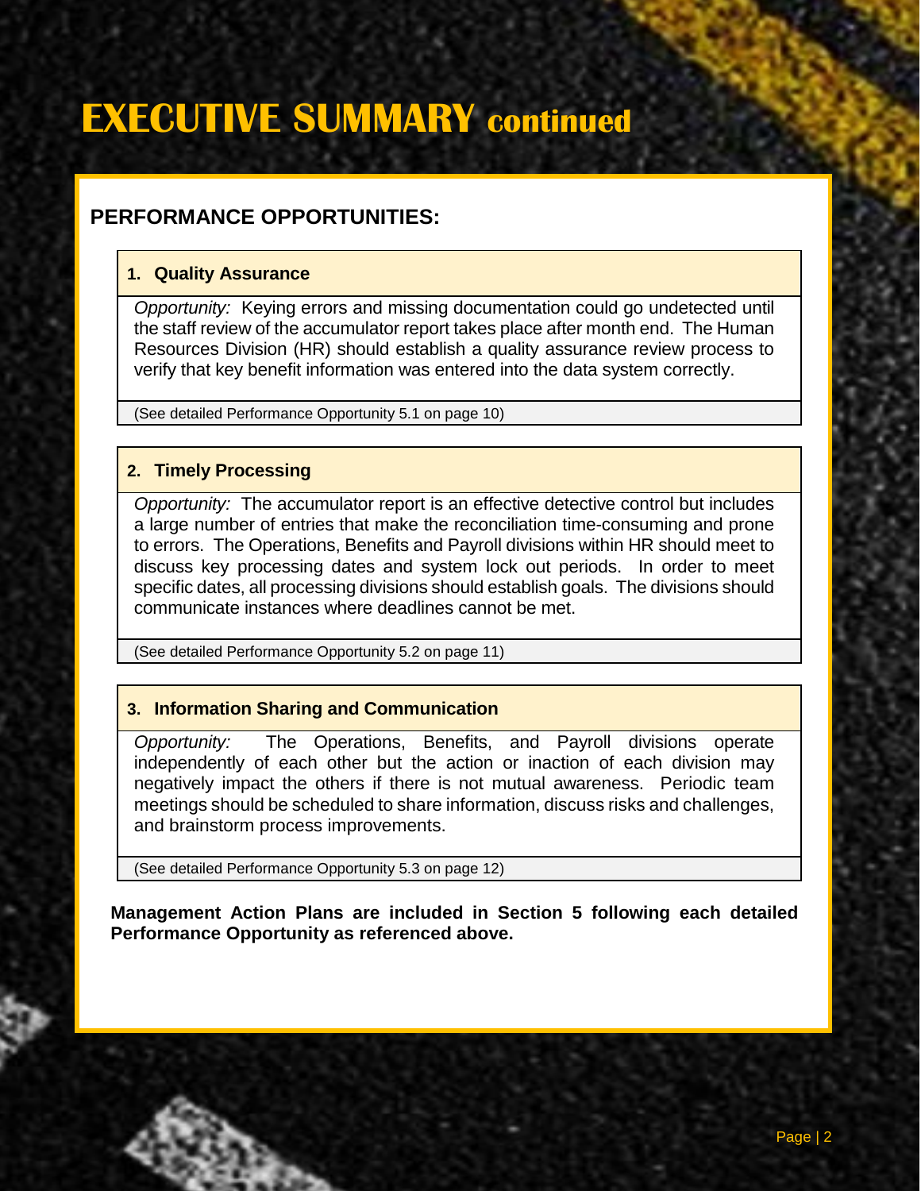# EXECUTIVE SUMMARY continued

## PERFORMANCE OPPORTUNITIES:

### 1. Quality Assurance

*Opportunity:* Keying errors and missing documentation could go undetected until the staff review of the accumulator report takes place after month end. The Human Resources Division (HR) should establish a quality assurance review process to verify that key benefit information was entered into the data system correctly.

(See detailed Performance Opportunity 5.1 on page 10)

### 2. Timely Processing

*Opportunity:* The accumulator report is an effective detective control but includes a large number of entries that make the reconciliation time-consuming and prone to errors. The Operations, Benefits and Payroll divisions within HR should meet to discuss key processing dates and system lock out periods. In order to meet specific dates, all processing divisions should establish goals. The divisions should communicate instances where deadlines cannot be met.

(See detailed Performance Opportunity 5.2 on page 11)

### 3. Information Sharing and Communication

*Opportunity:* The Operations, Benefits, and Payroll divisions operate independently of each other but the action or inaction of each division may negatively impact the others if there is not mutual awareness. Periodic team meetings should be scheduled to share information, discuss risks and challenges, and brainstorm process improvements.

(See detailed Performance Opportunity 5.3 on page 12)

**Management Action Plans are included in Section 5 following each detailed Performance Opportunity as referenced above.**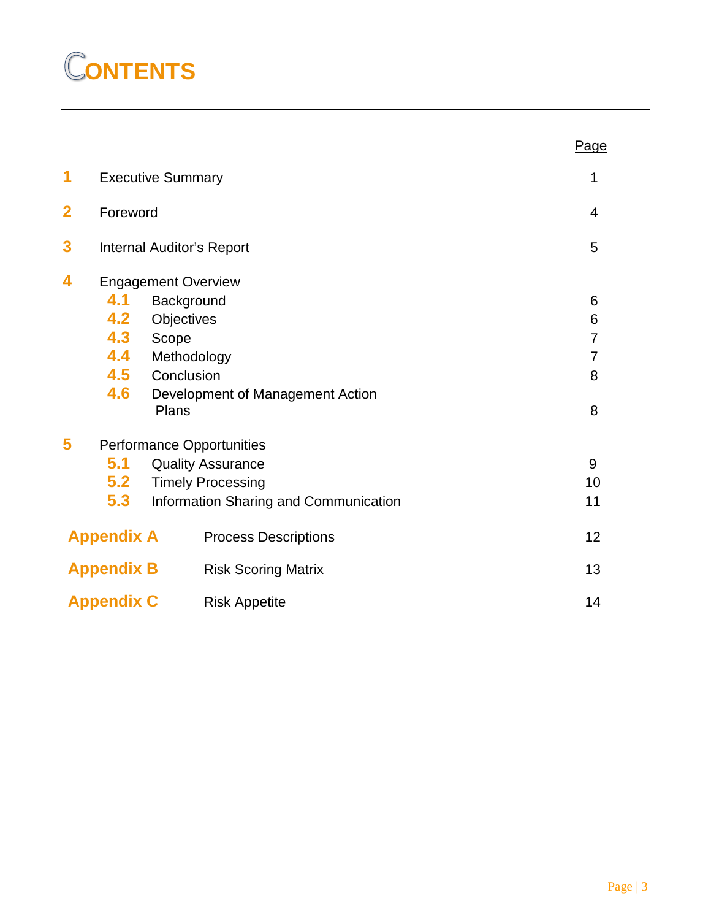# CONTENTS

| | | Page |
|---|---|---|
| **1** | Executive Summary | 1 |
| **2** | Foreword | 4 |
| **3** | Internal Auditor's Report | 5 |
| **4** | Engagement Overview | |
| **4.1** | Background | 6 |
| **4.2** | Objectives | 6 |
| **4.3** | Scope | 7 |
| **4.4** | Methodology | 7 |
| **4.5** | Conclusion | 8 |
| **4.6** | Development of Management Action Plans | 8 |
| **5** | Performance Opportunities | |
| **5.1** | Quality Assurance | 9 |
| **5.2** | Timely Processing | 10 |
| **5.3** | Information Sharing and Communication | 11 |
| **Appendix A** | Process Descriptions | 12 |
| **Appendix B** | Risk Scoring Matrix | 13 |
| **Appendix C** | Risk Appetite | 14 |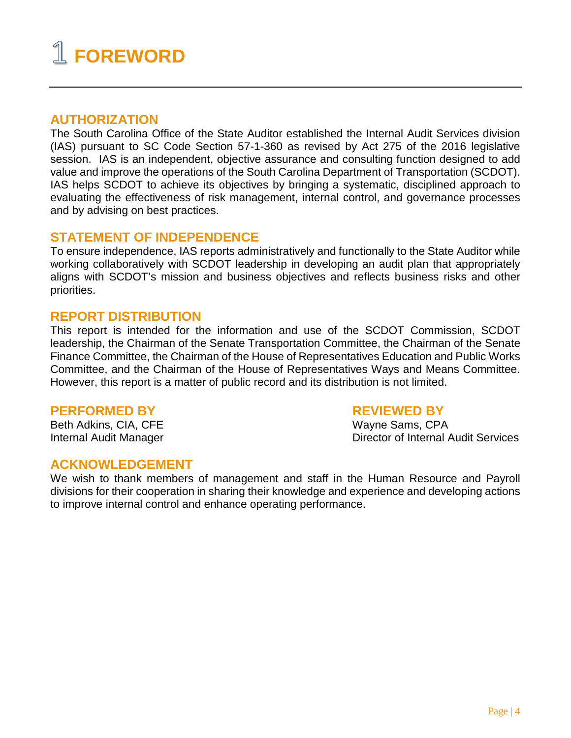# 1 FOREWORD

## AUTHORIZATION

The South Carolina Office of the State Auditor established the Internal Audit Services division (IAS) pursuant to SC Code Section 57-1-360 as revised by Act 275 of the 2016 legislative session. IAS is an independent, objective assurance and consulting function designed to add value and improve the operations of the South Carolina Department of Transportation (SCDOT). IAS helps SCDOT to achieve its objectives by bringing a systematic, disciplined approach to evaluating the effectiveness of risk management, internal control, and governance processes and by advising on best practices.

## STATEMENT OF INDEPENDENCE

To ensure independence, IAS reports administratively and functionally to the State Auditor while working collaboratively with SCDOT leadership in developing an audit plan that appropriately aligns with SCDOT's mission and business objectives and reflects business risks and other priorities.

## REPORT DISTRIBUTION

This report is intended for the information and use of the SCDOT Commission, SCDOT leadership, the Chairman of the Senate Transportation Committee, the Chairman of the Senate Finance Committee, the Chairman of the House of Representatives Education and Public Works Committee, and the Chairman of the House of Representatives Ways and Means Committee. However, this report is a matter of public record and its distribution is not limited.

## PERFORMED BY

Beth Adkins, CIA, CFE
Internal Audit Manager

## REVIEWED BY

Wayne Sams, CPA
Director of Internal Audit Services

## ACKNOWLEDGEMENT

We wish to thank members of management and staff in the Human Resource and Payroll divisions for their cooperation in sharing their knowledge and experience and developing actions to improve internal control and enhance operating performance.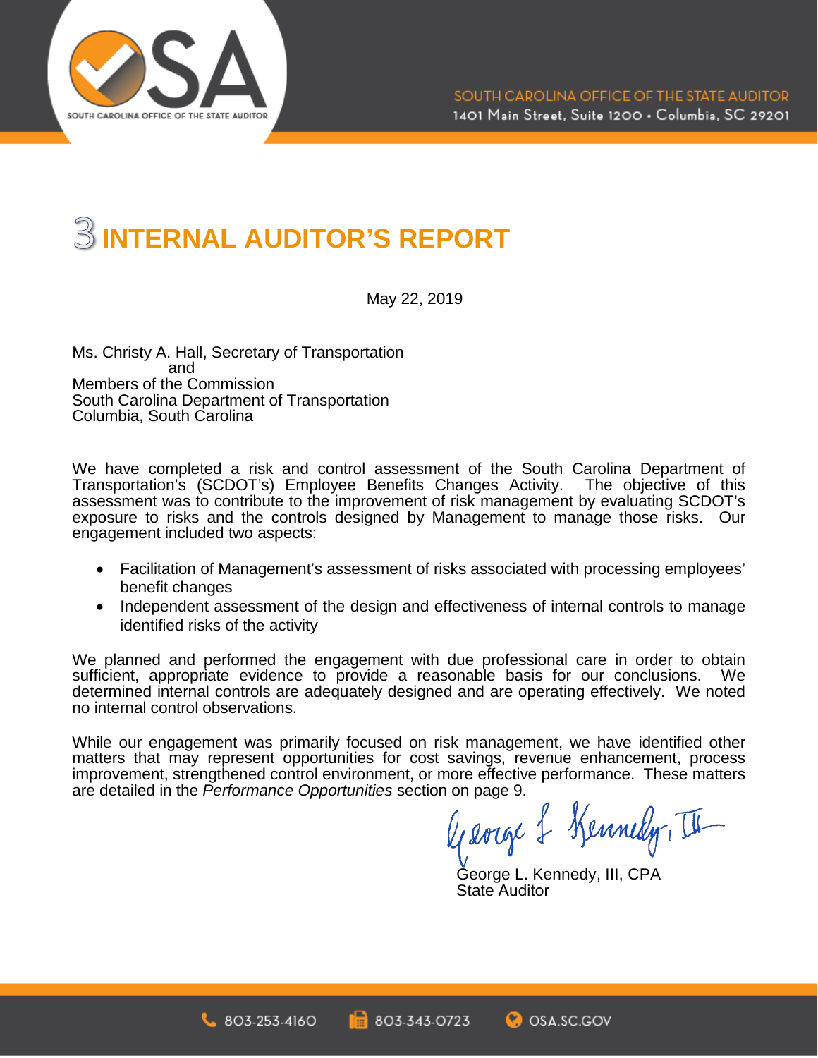# 3 INTERNAL AUDITOR'S REPORT

May 22, 2019

Ms. Christy A. Hall, Secretary of Transportation
and
Members of the Commission
South Carolina Department of Transportation
Columbia, South Carolina

We have completed a risk and control assessment of the South Carolina Department of Transportation's (SCDOT's) Employee Benefits Changes Activity. The objective of this assessment was to contribute to the improvement of risk management by evaluating SCDOT's exposure to risks and the controls designed by Management to manage those risks. Our engagement included two aspects:

- Facilitation of Management's assessment of risks associated with processing employees' benefit changes
- Independent assessment of the design and effectiveness of internal controls to manage identified risks of the activity

We planned and performed the engagement with due professional care in order to obtain sufficient, appropriate evidence to provide a reasonable basis for our conclusions. We determined internal controls are adequately designed and are operating effectively. We noted no internal control observations.

While our engagement was primarily focused on risk management, we have identified other matters that may represent opportunities for cost savings, revenue enhancement, process improvement, strengthened control environment, or more effective performance. These matters are detailed in the *Performance Opportunities* section on page 9.

George L. Kennedy, III, CPA
State Auditor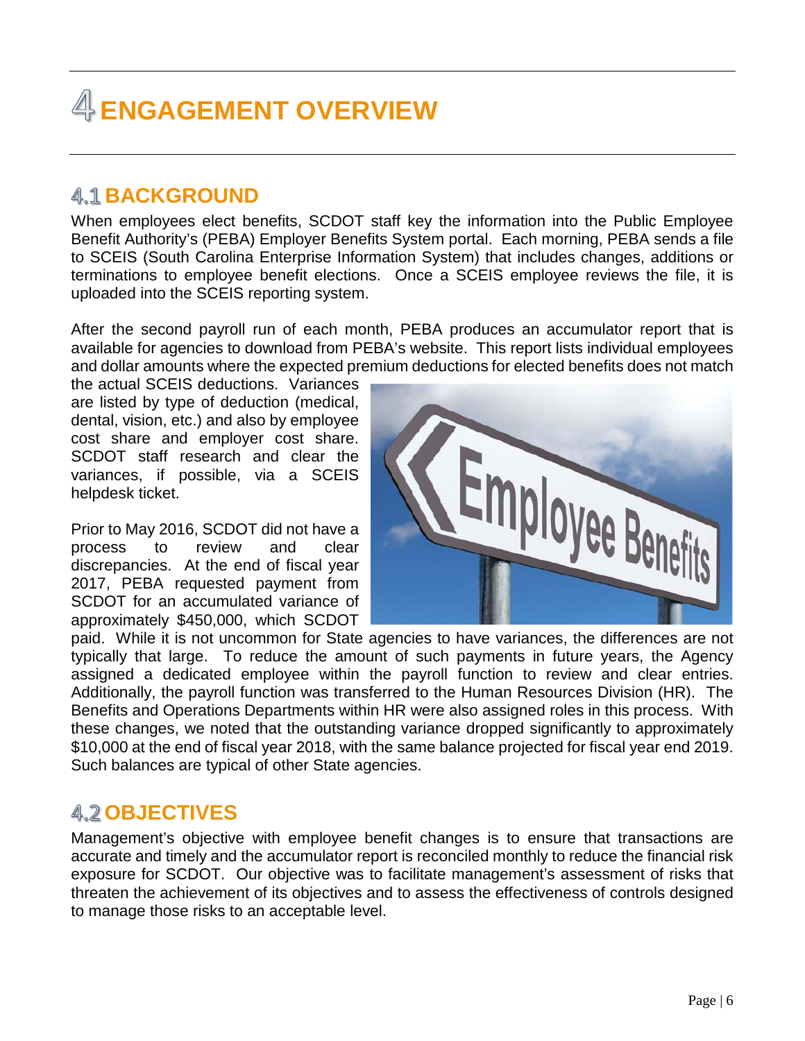# 4 ENGAGEMENT OVERVIEW

## 4.1 BACKGROUND

When employees elect benefits, SCDOT staff key the information into the Public Employee Benefit Authority's (PEBA) Employer Benefits System portal. Each morning, PEBA sends a file to SCEIS (South Carolina Enterprise Information System) that includes changes, additions or terminations to employee benefit elections. Once a SCEIS employee reviews the file, it is uploaded into the SCEIS reporting system.

After the second payroll run of each month, PEBA produces an accumulator report that is available for agencies to download from PEBA's website. This report lists individual employees and dollar amounts where the expected premium deductions for elected benefits does not match the actual SCEIS deductions. Variances are listed by type of deduction (medical, dental, vision, etc.) and also by employee cost share and employer cost share. SCDOT staff research and clear the variances, if possible, via a SCEIS helpdesk ticket.

Prior to May 2016, SCDOT did not have a process to review and clear discrepancies. At the end of fiscal year 2017, PEBA requested payment from SCDOT for an accumulated variance of approximately $450,000, which SCDOT paid. While it is not uncommon for State agencies to have variances, the differences are not typically that large. To reduce the amount of such payments in future years, the Agency assigned a dedicated employee within the payroll function to review and clear entries. Additionally, the payroll function was transferred to the Human Resources Division (HR). The Benefits and Operations Departments within HR were also assigned roles in this process. With these changes, we noted that the outstanding variance dropped significantly to approximately $10,000 at the end of fiscal year 2018, with the same balance projected for fiscal year end 2019. Such balances are typical of other State agencies.

## 4.2 OBJECTIVES

Management's objective with employee benefit changes is to ensure that transactions are accurate and timely and the accumulator report is reconciled monthly to reduce the financial risk exposure for SCDOT. Our objective was to facilitate management's assessment of risks that threaten the achievement of its objectives and to assess the effectiveness of controls designed to manage those risks to an acceptable level.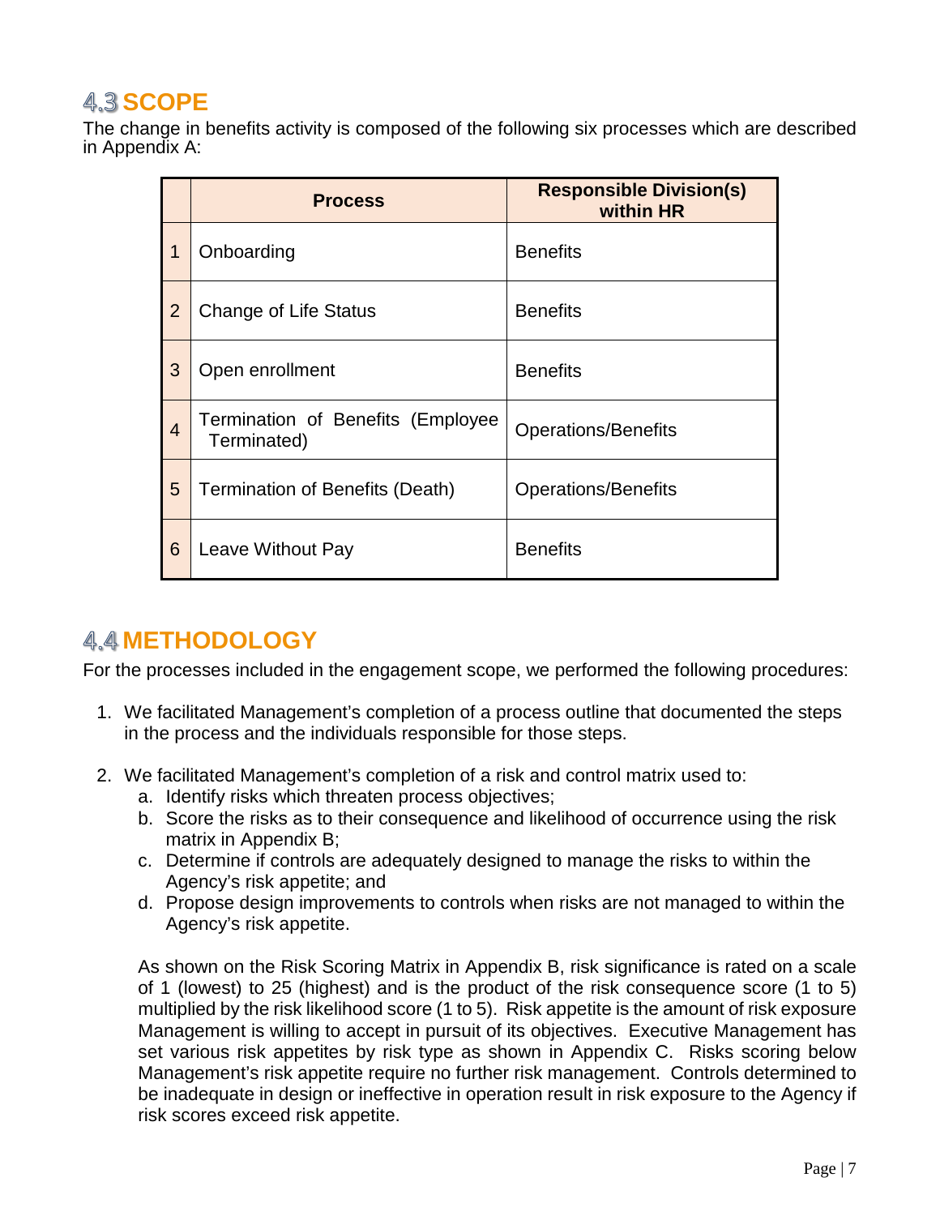## 4.3 SCOPE

The change in benefits activity is composed of the following six processes which are described in Appendix A:

| | Process | Responsible Division(s) within HR |
|---|---|---|
| 1 | Onboarding | Benefits |
| 2 | Change of Life Status | Benefits |
| 3 | Open enrollment | Benefits |
| 4 | Termination of Benefits (Employee Terminated) | Operations/Benefits |
| 5 | Termination of Benefits (Death) | Operations/Benefits |
| 6 | Leave Without Pay | Benefits |

## 4.4 METHODOLOGY

For the processes included in the engagement scope, we performed the following procedures:

1. We facilitated Management's completion of a process outline that documented the steps in the process and the individuals responsible for those steps.

2. We facilitated Management's completion of a risk and control matrix used to:
   a. Identify risks which threaten process objectives;
   b. Score the risks as to their consequence and likelihood of occurrence using the risk matrix in Appendix B;
   c. Determine if controls are adequately designed to manage the risks to within the Agency's risk appetite; and
   d. Propose design improvements to controls when risks are not managed to within the Agency's risk appetite.

   As shown on the Risk Scoring Matrix in Appendix B, risk significance is rated on a scale of 1 (lowest) to 25 (highest) and is the product of the risk consequence score (1 to 5) multiplied by the risk likelihood score (1 to 5). Risk appetite is the amount of risk exposure Management is willing to accept in pursuit of its objectives. Executive Management has set various risk appetites by risk type as shown in Appendix C. Risks scoring below Management's risk appetite require no further risk management. Controls determined to be inadequate in design or ineffective in operation result in risk exposure to the Agency if risk scores exceed risk appetite.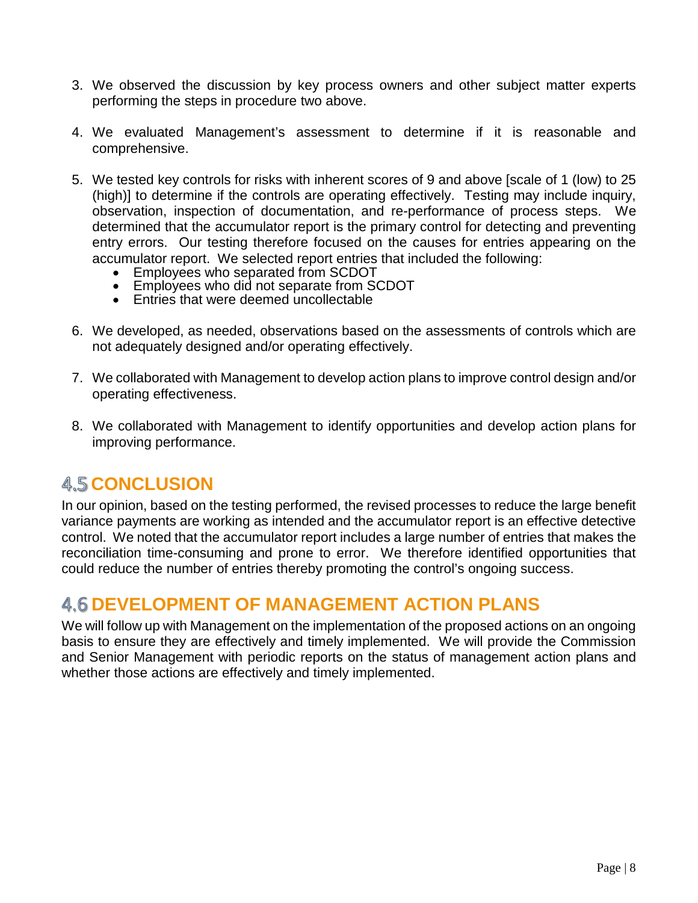3. We observed the discussion by key process owners and other subject matter experts performing the steps in procedure two above.

4. We evaluated Management's assessment to determine if it is reasonable and comprehensive.

5. We tested key controls for risks with inherent scores of 9 and above [scale of 1 (low) to 25 (high)] to determine if the controls are operating effectively. Testing may include inquiry, observation, inspection of documentation, and re-performance of process steps. We determined that the accumulator report is the primary control for detecting and preventing entry errors. Our testing therefore focused on the causes for entries appearing on the accumulator report. We selected report entries that included the following:
   - Employees who separated from SCDOT
   - Employees who did not separate from SCDOT
   - Entries that were deemed uncollectable

6. We developed, as needed, observations based on the assessments of controls which are not adequately designed and/or operating effectively.

7. We collaborated with Management to develop action plans to improve control design and/or operating effectiveness.

8. We collaborated with Management to identify opportunities and develop action plans for improving performance.

## 4.5 CONCLUSION

In our opinion, based on the testing performed, the revised processes to reduce the large benefit variance payments are working as intended and the accumulator report is an effective detective control. We noted that the accumulator report includes a large number of entries that makes the reconciliation time-consuming and prone to error. We therefore identified opportunities that could reduce the number of entries thereby promoting the control's ongoing success.

## 4.6 DEVELOPMENT OF MANAGEMENT ACTION PLANS

We will follow up with Management on the implementation of the proposed actions on an ongoing basis to ensure they are effectively and timely implemented. We will provide the Commission and Senior Management with periodic reports on the status of management action plans and whether those actions are effectively and timely implemented.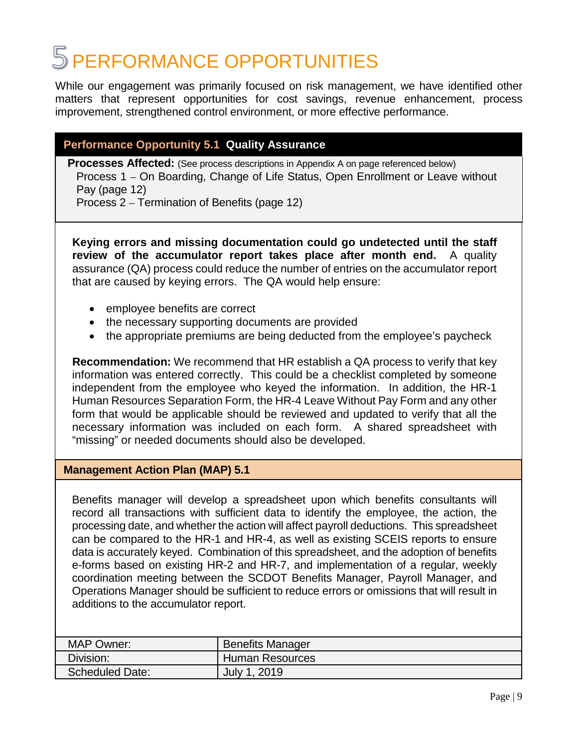# 5 PERFORMANCE OPPORTUNITIES

While our engagement was primarily focused on risk management, we have identified other matters that represent opportunities for cost savings, revenue enhancement, process improvement, strengthened control environment, or more effective performance.

## Performance Opportunity 5.1 Quality Assurance

**Processes Affected:** (See process descriptions in Appendix A on page referenced below)

Process 1 – On Boarding, Change of Life Status, Open Enrollment or Leave without Pay (page 12)

Process 2 – Termination of Benefits (page 12)

**Keying errors and missing documentation could go undetected until the staff review of the accumulator report takes place after month end.** A quality assurance (QA) process could reduce the number of entries on the accumulator report that are caused by keying errors. The QA would help ensure:

- employee benefits are correct
- the necessary supporting documents are provided
- the appropriate premiums are being deducted from the employee's paycheck

**Recommendation:** We recommend that HR establish a QA process to verify that key information was entered correctly. This could be a checklist completed by someone independent from the employee who keyed the information. In addition, the HR-1 Human Resources Separation Form, the HR-4 Leave Without Pay Form and any other form that would be applicable should be reviewed and updated to verify that all the necessary information was included on each form. A shared spreadsheet with "missing" or needed documents should also be developed.

### Management Action Plan (MAP) 5.1

Benefits manager will develop a spreadsheet upon which benefits consultants will record all transactions with sufficient data to identify the employee, the action, the processing date, and whether the action will affect payroll deductions. This spreadsheet can be compared to the HR-1 and HR-4, as well as existing SCEIS reports to ensure data is accurately keyed. Combination of this spreadsheet, and the adoption of benefits e-forms based on existing HR-2 and HR-7, and implementation of a regular, weekly coordination meeting between the SCDOT Benefits Manager, Payroll Manager, and Operations Manager should be sufficient to reduce errors or omissions that will result in additions to the accumulator report.

| | |
|---|---|
| MAP Owner: | Benefits Manager |
| Division: | Human Resources |
| Scheduled Date: | July 1, 2019 |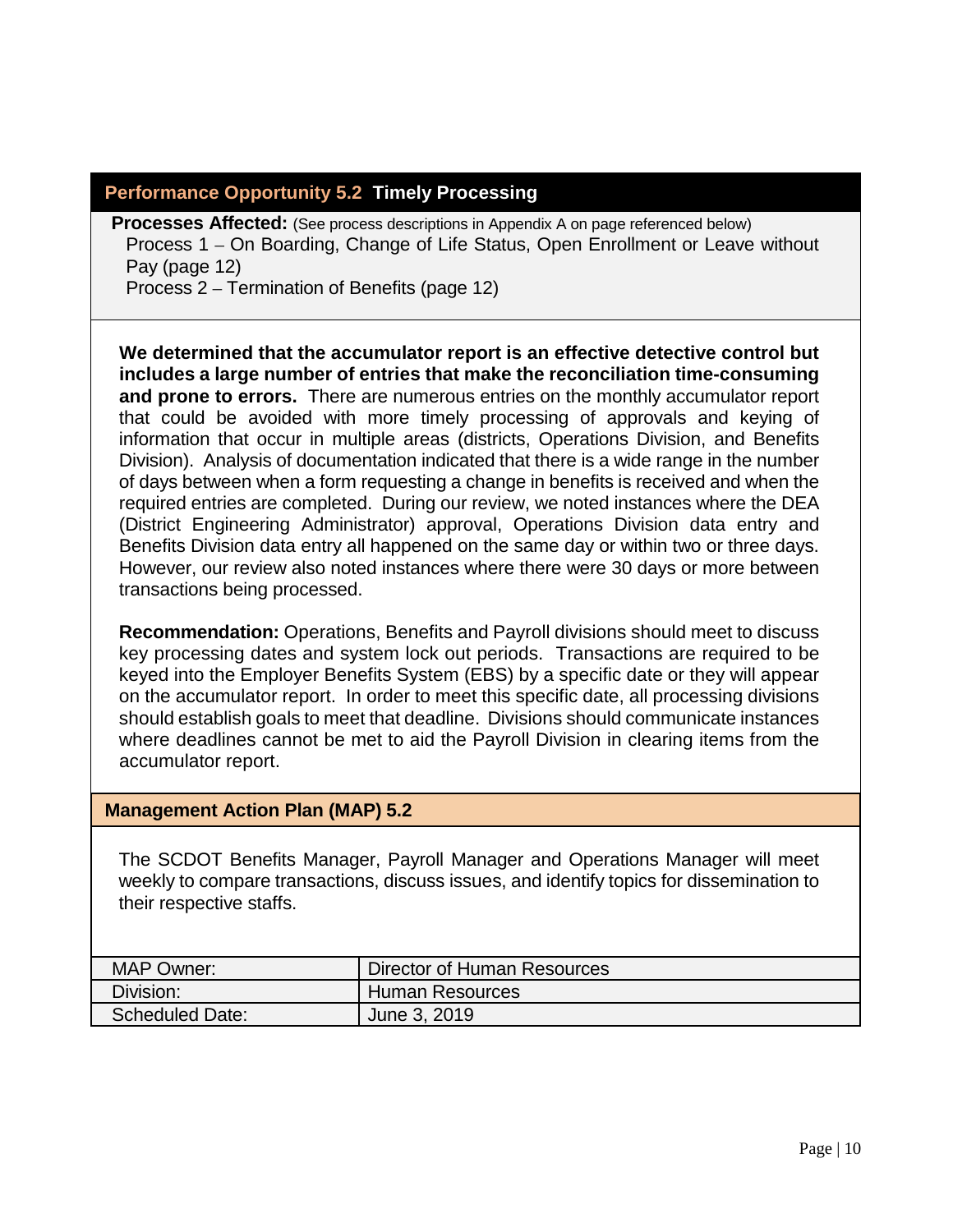## Performance Opportunity 5.2 Timely Processing

**Processes Affected:** (See process descriptions in Appendix A on page referenced below)

Process 1 – On Boarding, Change of Life Status, Open Enrollment or Leave without Pay (page 12)

Process 2 – Termination of Benefits (page 12)

**We determined that the accumulator report is an effective detective control but includes a large number of entries that make the reconciliation time-consuming and prone to errors.** There are numerous entries on the monthly accumulator report that could be avoided with more timely processing of approvals and keying of information that occur in multiple areas (districts, Operations Division, and Benefits Division). Analysis of documentation indicated that there is a wide range in the number of days between when a form requesting a change in benefits is received and when the required entries are completed. During our review, we noted instances where the DEA (District Engineering Administrator) approval, Operations Division data entry and Benefits Division data entry all happened on the same day or within two or three days. However, our review also noted instances where there were 30 days or more between transactions being processed.

**Recommendation:** Operations, Benefits and Payroll divisions should meet to discuss key processing dates and system lock out periods. Transactions are required to be keyed into the Employer Benefits System (EBS) by a specific date or they will appear on the accumulator report. In order to meet this specific date, all processing divisions should establish goals to meet that deadline. Divisions should communicate instances where deadlines cannot be met to aid the Payroll Division in clearing items from the accumulator report.

### Management Action Plan (MAP) 5.2

The SCDOT Benefits Manager, Payroll Manager and Operations Manager will meet weekly to compare transactions, discuss issues, and identify topics for dissemination to their respective staffs.

| | |
|---|---|
| MAP Owner: | Director of Human Resources |
| Division: | Human Resources |
| Scheduled Date: | June 3, 2019 |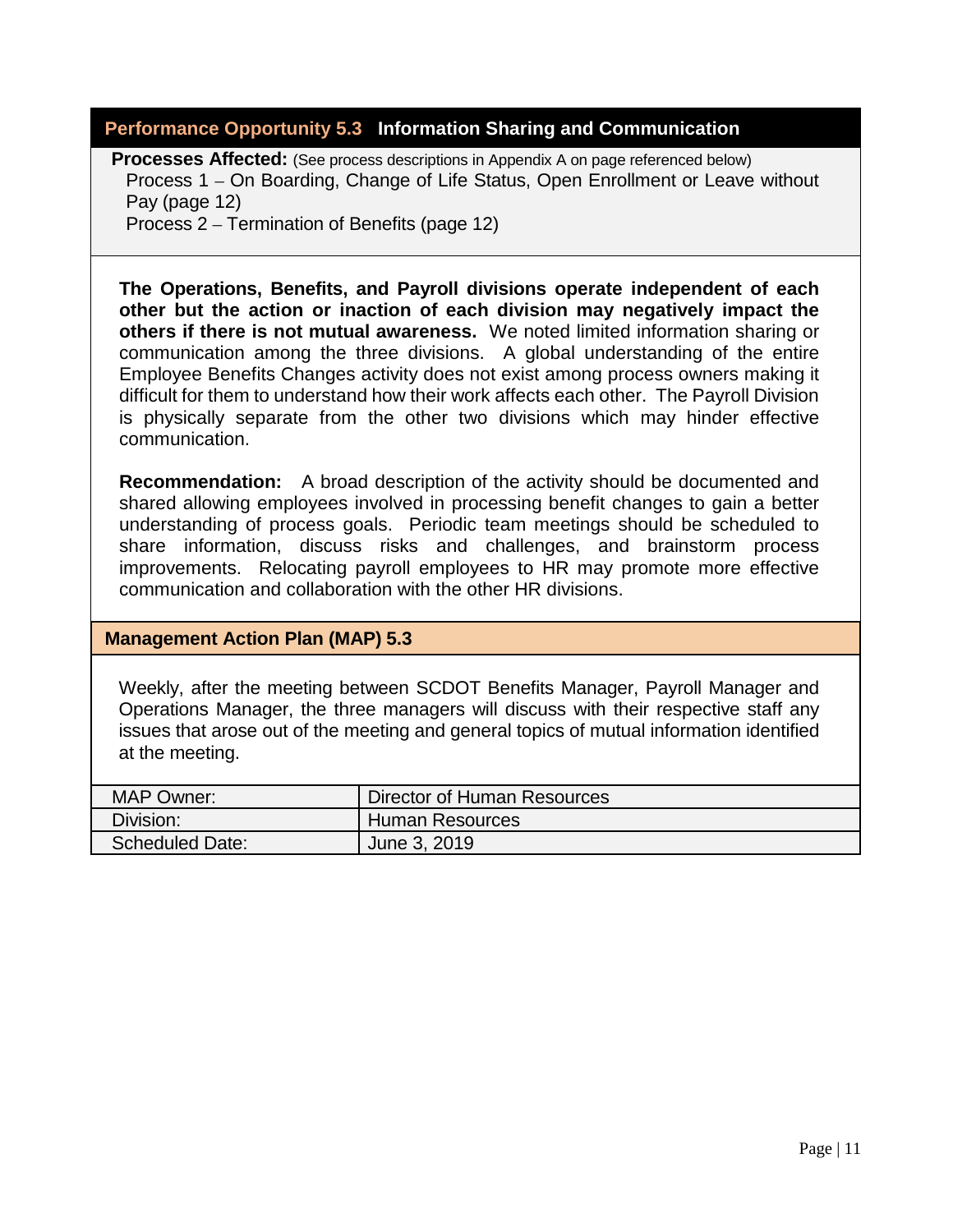## Performance Opportunity 5.3 Information Sharing and Communication

**Processes Affected:** (See process descriptions in Appendix A on page referenced below)

Process 1 – On Boarding, Change of Life Status, Open Enrollment or Leave without Pay (page 12)

Process 2 – Termination of Benefits (page 12)

**The Operations, Benefits, and Payroll divisions operate independent of each other but the action or inaction of each division may negatively impact the others if there is not mutual awareness.** We noted limited information sharing or communication among the three divisions. A global understanding of the entire Employee Benefits Changes activity does not exist among process owners making it difficult for them to understand how their work affects each other. The Payroll Division is physically separate from the other two divisions which may hinder effective communication.

**Recommendation:** A broad description of the activity should be documented and shared allowing employees involved in processing benefit changes to gain a better understanding of process goals. Periodic team meetings should be scheduled to share information, discuss risks and challenges, and brainstorm process improvements. Relocating payroll employees to HR may promote more effective communication and collaboration with the other HR divisions.

### Management Action Plan (MAP) 5.3

Weekly, after the meeting between SCDOT Benefits Manager, Payroll Manager and Operations Manager, the three managers will discuss with their respective staff any issues that arose out of the meeting and general topics of mutual information identified at the meeting.

| | |
|---|---|
| MAP Owner: | Director of Human Resources |
| Division: | Human Resources |
| Scheduled Date: | June 3, 2019 |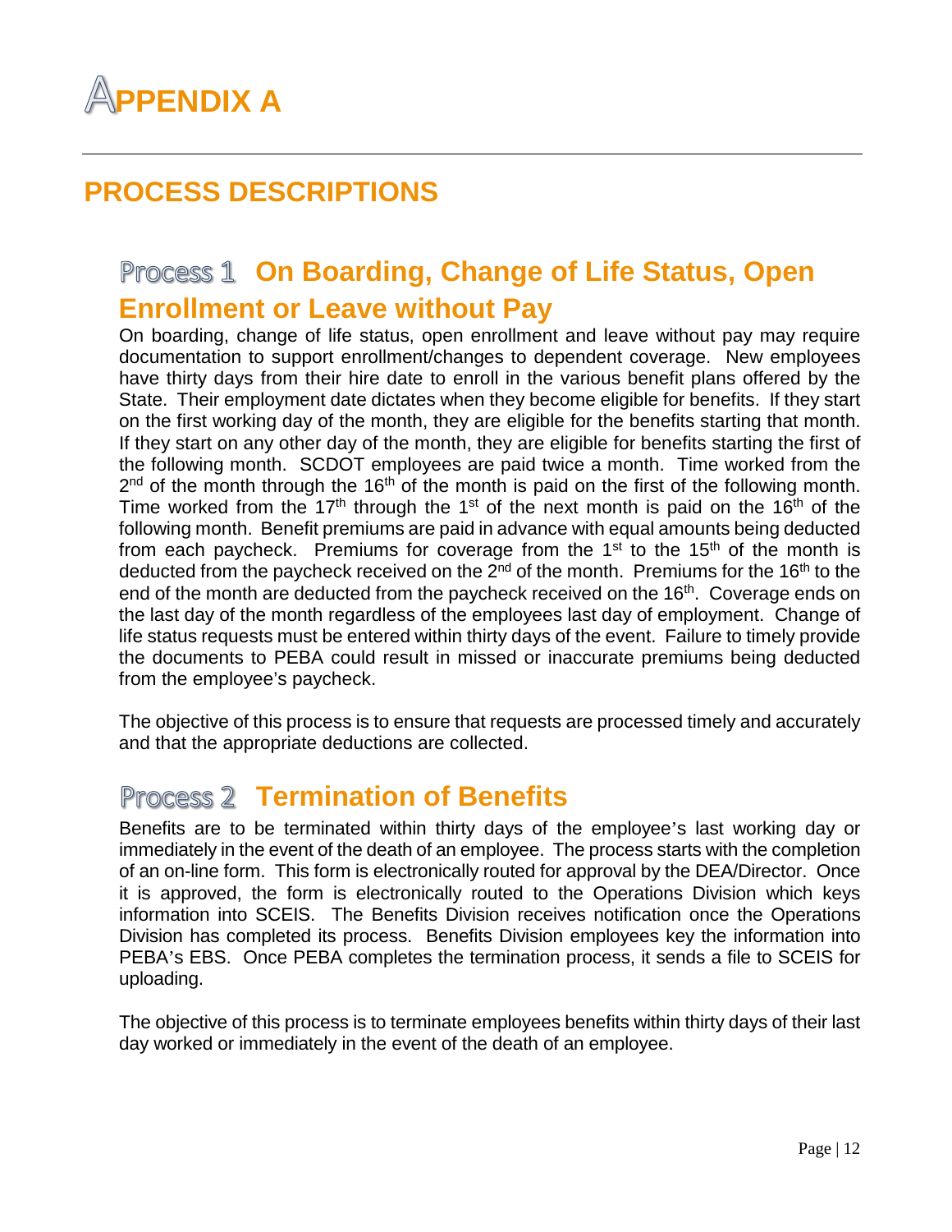# APPENDIX A

## PROCESS DESCRIPTIONS

### Process 1 On Boarding, Change of Life Status, Open Enrollment or Leave without Pay

On boarding, change of life status, open enrollment and leave without pay may require documentation to support enrollment/changes to dependent coverage. New employees have thirty days from their hire date to enroll in the various benefit plans offered by the State. Their employment date dictates when they become eligible for benefits. If they start on the first working day of the month, they are eligible for the benefits starting that month. If they start on any other day of the month, they are eligible for benefits starting the first of the following month. SCDOT employees are paid twice a month. Time worked from the 2nd of the month through the 16th of the month is paid on the first of the following month. Time worked from the 17th through the 1st of the next month is paid on the 16th of the following month. Benefit premiums are paid in advance with equal amounts being deducted from each paycheck. Premiums for coverage from the 1st to the 15th of the month is deducted from the paycheck received on the 2nd of the month. Premiums for the 16th to the end of the month are deducted from the paycheck received on the 16th. Coverage ends on the last day of the month regardless of the employees last day of employment. Change of life status requests must be entered within thirty days of the event. Failure to timely provide the documents to PEBA could result in missed or inaccurate premiums being deducted from the employee's paycheck.

The objective of this process is to ensure that requests are processed timely and accurately and that the appropriate deductions are collected.

### Process 2 Termination of Benefits

Benefits are to be terminated within thirty days of the employee's last working day or immediately in the event of the death of an employee. The process starts with the completion of an on-line form. This form is electronically routed for approval by the DEA/Director. Once it is approved, the form is electronically routed to the Operations Division which keys information into SCEIS. The Benefits Division receives notification once the Operations Division has completed its process. Benefits Division employees key the information into PEBA's EBS. Once PEBA completes the termination process, it sends a file to SCEIS for uploading.

The objective of this process is to terminate employees benefits within thirty days of their last day worked or immediately in the event of the death of an employee.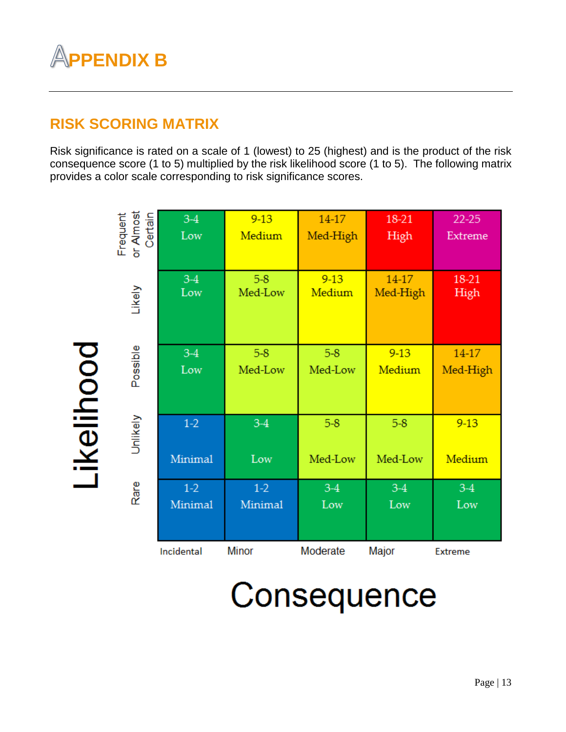# APPENDIX B

## RISK SCORING MATRIX

Risk significance is rated on a scale of 1 (lowest) to 25 (highest) and is the product of the risk consequence score (1 to 5) multiplied by the risk likelihood score (1 to 5). The following matrix provides a color scale corresponding to risk significance scores.

| Likelihood | Incidental | Minor | Moderate | Major | Extreme |
|---|---|---|---|---|---|
| Frequent or Almost Certain | 3-4 Low | 9-13 Medium | 14-17 Med-High | 18-21 High | 22-25 Extreme |
| Likely | 3-4 Low | 5-8 Med-Low | 9-13 Medium | 14-17 Med-High | 18-21 High |
| Possible | 3-4 Low | 5-8 Med-Low | 5-8 Med-Low | 9-13 Medium | 14-17 Med-High |
| Unlikely | 1-2 Minimal | 3-4 Low | 5-8 Med-Low | 5-8 Med-Low | 9-13 Medium |
| Rare | 1-2 Minimal | 1-2 Minimal | 3-4 Low | 3-4 Low | 3-4 Low |

Consequence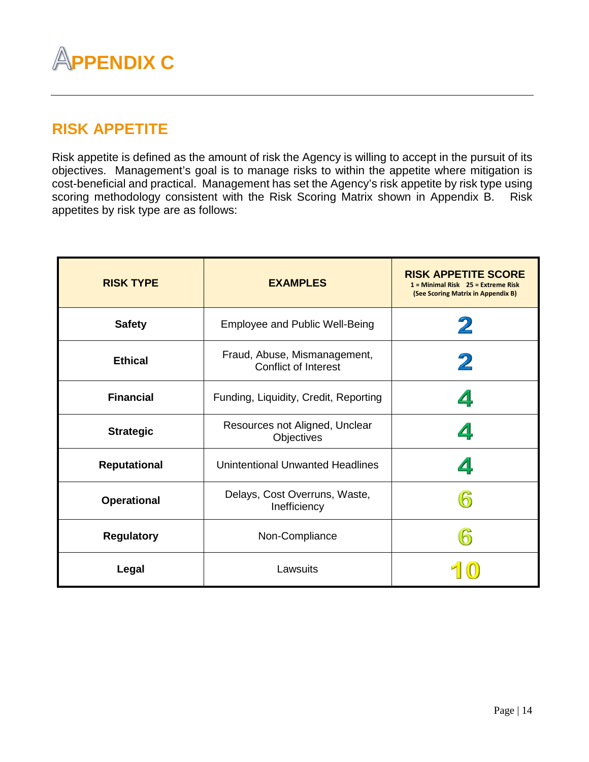# APPENDIX C

## RISK APPETITE

Risk appetite is defined as the amount of risk the Agency is willing to accept in the pursuit of its objectives. Management's goal is to manage risks to within the appetite where mitigation is cost-beneficial and practical. Management has set the Agency's risk appetite by risk type using scoring methodology consistent with the Risk Scoring Matrix shown in Appendix B. Risk appetites by risk type are as follows:

| RISK TYPE | EXAMPLES | RISK APPETITE SCORE<br>1 = Minimal Risk 25 = Extreme Risk<br>(See Scoring Matrix in Appendix B) |
|---|---|---|
| **Safety** | Employee and Public Well-Being | 2 |
| **Ethical** | Fraud, Abuse, Mismanagement, Conflict of Interest | 2 |
| **Financial** | Funding, Liquidity, Credit, Reporting | 4 |
| **Strategic** | Resources not Aligned, Unclear Objectives | 4 |
| **Reputational** | Unintentional Unwanted Headlines | 4 |
| **Operational** | Delays, Cost Overruns, Waste, Inefficiency | 6 |
| **Regulatory** | Non-Compliance | 6 |
| **Legal** | Lawsuits | 10 |